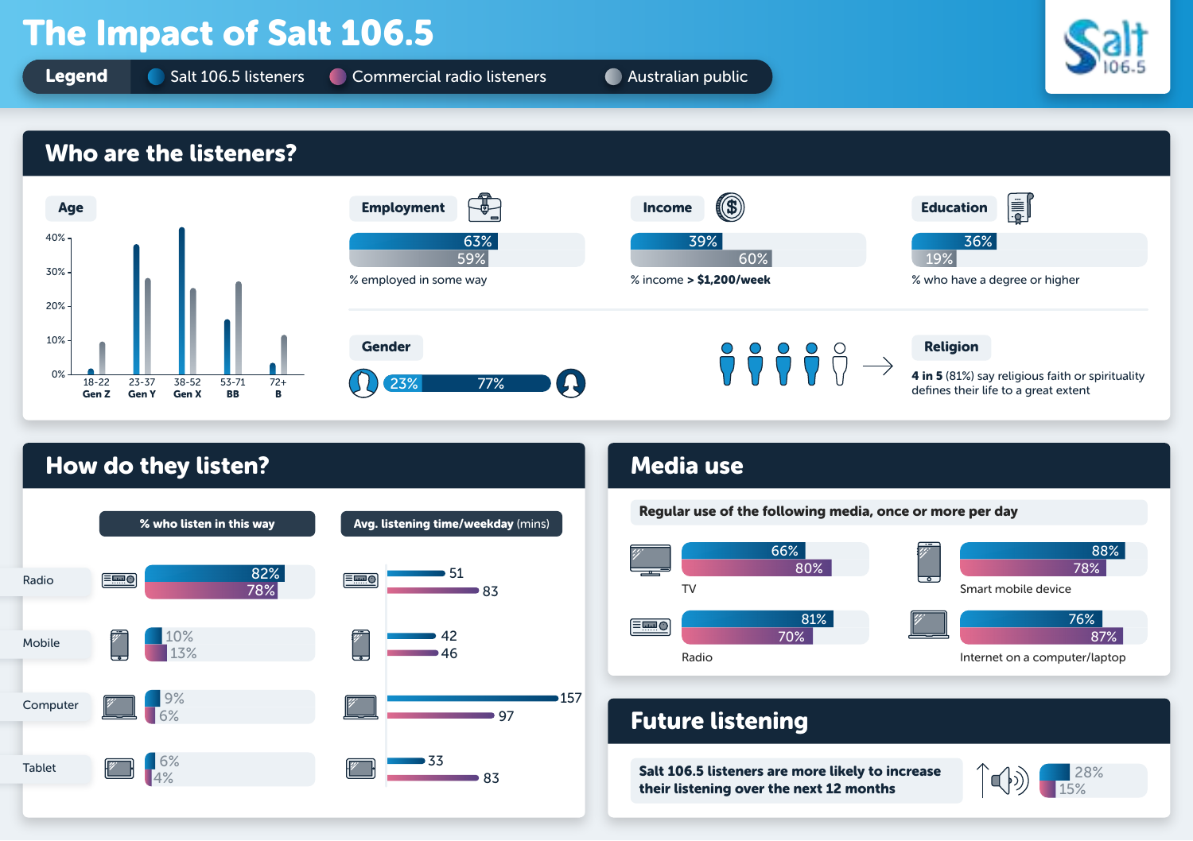# The Impact of Salt 106.5

**Legend:** Salt 106.5 listeners | Commercial radio listeners | Australian public

## Who are the listeners?

### Age

| Age group | Salt 106.5 listeners | Australian public |
|---|---|---|
| 18-22 Gen Z | | |
| 23-37 Gen Y | | |
| 38-52 Gen X | | |
| 53-71 BB | | |
| 72+ B | | |

### Employment

63% / 59%

% employed in some way

### Income

39% / 60%

% income > **$1,200/week**

### Education

36% / 19%

% who have a degree or higher

### Gender

23% | 77%

### Religion

**4 in 5** (81%) say religious faith or spirituality defines their life to a great extent

## How do they listen?

| | % who listen in this way (Salt 106.5) | % who listen in this way (Commercial radio) | Avg. listening time/weekday (mins) (Salt 106.5) | Avg. listening time/weekday (mins) (Commercial radio) |
|---|---|---|---|---|
| Radio | 82% | 78% | 51 | 83 |
| Mobile | 10% | 13% | 42 | 46 |
| Computer | 9% | 6% | 157 | 97 |
| Tablet | 6% | 4% | 33 | 83 |

## Media use

**Regular use of the following media, once or more per day**

| Media | Salt 106.5 listeners | Commercial radio listeners |
|---|---|---|
| TV | 66% | 80% |
| Smart mobile device | 88% | 78% |
| Radio | 81% | 70% |
| Internet on a computer/laptop | 76% | 87% |

## Future listening

**Salt 106.5 listeners are more likely to increase their listening over the next 12 months**

28% / 15%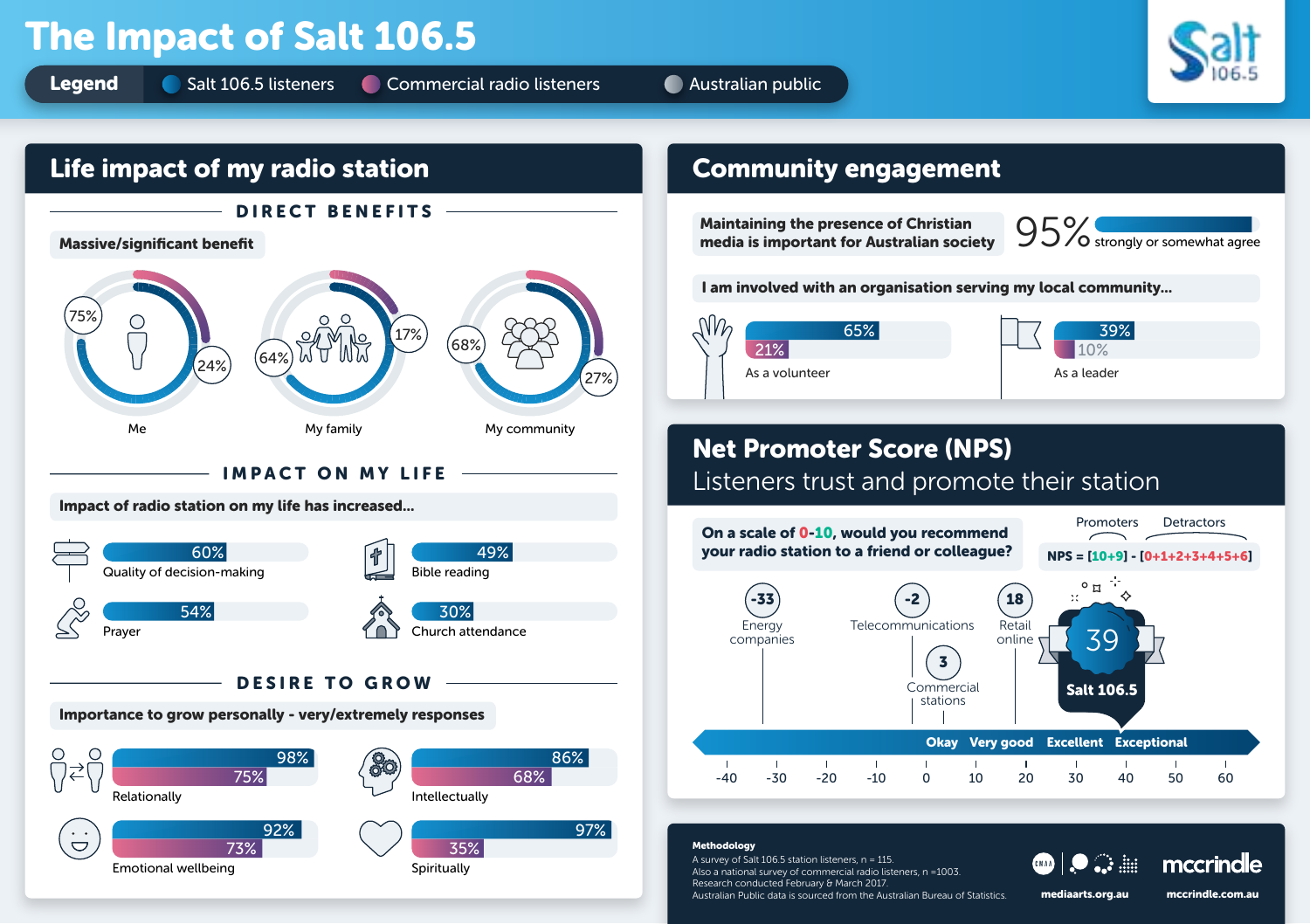# The Impact of Salt 106.5

**Legend** Salt 106.5 listeners | Commercial radio listeners | Australian public

Salt 106.5

## Life impact of my radio station

### DIRECT BENEFITS

**Massive/significant benefit**

75%
24%
Me

64%
17%
My family

68%
27%
My community

### IMPACT ON MY LIFE

**Impact of radio station on my life has increased...**

60%
Quality of decision-making

49%
Bible reading

54%
Prayer

30%
Church attendance

### DESIRE TO GROW

**Importance to grow personally - very/extremely responses**

98%
75%
Relationally

86%
68%
Intellectually

92%
73%
Emotional wellbeing

97%
35%
Spiritually

## Community engagement

**Maintaining the presence of Christian media is important for Australian society**

95% strongly or somewhat agree

**I am involved with an organisation serving my local community...**

65%
21%
As a volunteer

39%
10%
As a leader

## Net Promoter Score (NPS)

Listeners trust and promote their station

**On a scale of 0-10, would you recommend your radio station to a friend or colleague?**

Promoters
Detractors

**NPS = [10+9] - [0+1+2+3+4+5+6]**

-33
Energy companies

-2
Telecommunications

3
Commercial stations

18
Retail online

39
Salt 106.5

Okay
Very good
Excellent
Exceptional

-40
-30
-20
-10
0
10
20
30
40
50
60

**Methodology**

A survey of Salt 106.5 station listeners, n = 115.
Also a national survey of commercial radio listeners, n =1003.
Research conducted February & March 2017.
Australian Public data is sourced from the Australian Bureau of Statistics.

mediaarts.org.au

mccrindle

mccrindle.com.au